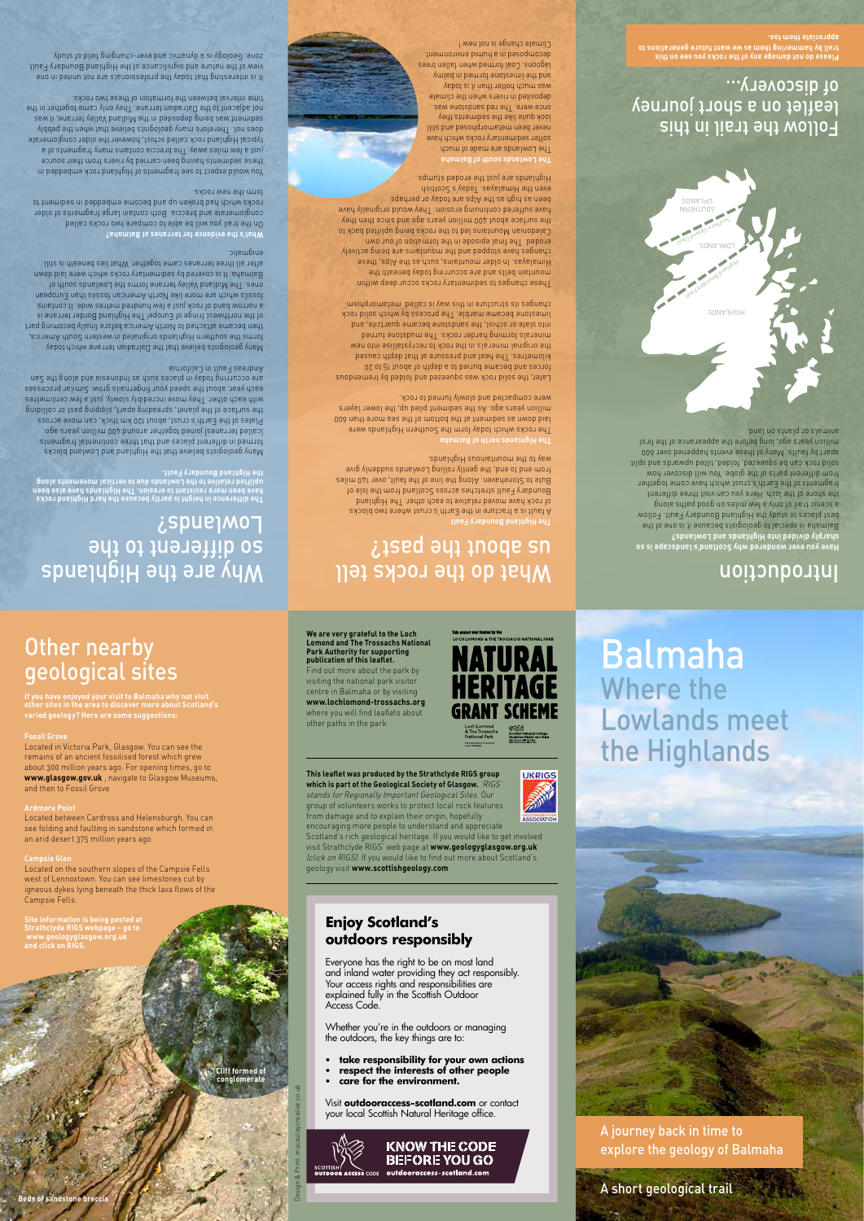# Introduction

**Have you ever wondered why Scotland's landscape is so sharply divided into Highlands and Lowlands?**

Balmaha is special to geologists because it is one of the best places to study the Highland Boundary Fault. Follow a scenic trail of only a few miles on good paths along the shore of the loch. Here you can visit three different fragments of the Earth's crust which have come together from different parts of the globe. You will discover how solid rock can be squeezed, folded, tilted upwards and split apart by faults. Many of these events happened over 600 million years ago, long before the appearance of the first animals or plants on land.

HIGHLANDS

Highland Boundary Fault

LOWLANDS

Southern Upland Fault

SOUTHERN UPLANDS

Follow the trail in this leaflet on a short journey of discovery…

**Please do not damage any of the rocks you see on this trail by hammering them as we want future generations to appreciate them too.**

# What do the rocks tell us about the past?

**The Highland Boundary Fault**

A fault is a fracture in the Earth's crust where two blocks of rock have moved relative to each other. The Highland Boundary Fault stretches across Scotland from the Isle of Bute to Stonehaven. Along the line of the fault, over 140 miles from end to end, the gently rolling Lowlands suddenly give way to the mountainous Highlands.

**The Highlands north of Balmaha**

The rocks which today form the Southern Highlands were laid down as sediment at the bottom of the sea more than 600 million years ago. As the sediment piled up, the lower layers were compacted and slowly turned to rock.

Later, the solid rock was squeezed and folded by tremendous forces and became buried to a depth of about 15 to 20 kilometres. The heat and pressure at that depth caused the original minerals in the rock to recrystallise into new minerals forming harder rocks. The mudstone turned into slate or schist, the sandstone became quartzite, and limestone became marble. The process by which solid rock changes its structure in this way is called 'metamorphism'.

These changes to sedimentary rocks occur deep within mountain belts and are occurring today beneath the Himalayas. In older mountains, such as the Alps, these changes have stopped and the mountains are being actively eroded. The final episode in the formation of our own Caledonian Mountains led to the rocks being uplifted back to the surface about 400 million years ago and since then they have suffered continuing erosion. They would originally have been as high as the Alps are today or perhaps even the Himalayas. Today's Scottish Highlands are just the eroded stumps.

**The Lowlands south of Balmaha**

The Lowlands are made of much softer sedimentary rocks which have never been metamorphosed and still look quite like the sediments they once were. The red sandstone was deposited in rivers when the climate was much hotter than it is today and the limestone formed in balmy lagoons. Coal formed when fallen trees decomposed in a humid environment. Climate change is not new!

# Why are the Highlands so different to the Lowlands?

**The difference in height is partly because the hard Highland rocks have been more resistant to erosion. The Highlands have also been uplifted relative to the Lowlands due to vertical movements along the Highland Boundary Fault.**

Many geologists believe that the Highland and Lowland blocks formed in different places and that three continental fragments (called terranes) joined together around 400 million years ago. Plates of the Earth's crust, about 120 km thick, can move across the surface of the planet, spreading apart, slipping past or colliding with each other. They move incredibly slowly, just a few centimetres each year, about the speed your fingernails grow. Similar processes are occurring today in places such as Indonesia and along the San Andreas Fault in California.

Many geologists believe that the Dalradian terrane which today forms the southern Highlands originated in western South America, then became attached to North America before finally becoming part of the northwest fringe of Europe! The Highland Border terrane is a narrow band of rock just a few hundred metres wide. It contains fossils which are more like North American fossils than European ones. The Midland Valley terrane forms the Lowlands south of Balmaha. It is covered by sedimentary rocks which were laid down after all three terranes came together. What lies beneath is still enigmatic.

**What's the evidence for terranes at Balmaha?**

On the trail you will be able to compare two rocks called conglomerate and breccia. Both contain large fragments of older rocks which had broken up and become embedded in sediment to form the new rocks.

You would expect to see fragments of Highland rock embedded in these sediments having been carried by rivers from their source just a few miles away. The breccia contains many fragments of a typical Highland rock called schist, however the older conglomerate does not. Therefore many geologists believe that when the pebbly sediment was being deposited in the Midland Valley terrane, it was not adjacent to the Dalradian terrane. They only came together in the time interval between the formation of these two rocks.

It is interesting that today the professionals are not united in one view of the nature and significance of the Highland Boundary Fault zone. Geology is a dynamic and ever-changing field of study.

# Other nearby geological sites

**If you have enjoyed your visit to Balmaha why not visit other sites in the area to discover more about Scotland's varied geology? Here are some suggestions:**

**Fossil Grove**

Located in Victoria Park, Glasgow. You can see the remains of an ancient fossilised forest which grew about 300 million years ago. For opening times, go to **www.glasgow.gov.uk** , navigate to Glasgow Museums, and then to Fossil Grove

**Ardmore Point**

Located between Cardross and Helensburgh. You can see folding and faulting in sandstone which formed in an arid desert 375 million years ago.

**Campsie Glen**

Located on the southern slopes of the Campsie Fells west of Lennoxtown. You can see limestones cut by igneous dykes lying beneath the thick lava flows of the Campsie Fells.

**Site information is being posted at Strathclyde RIGS webpage – go to www.geologyglasgow.org.uk and click on RIGS.**

Cliff formed of conglomerate

Beds of sandstone breccia

This project was funded by the Loch Lomond & The Trossachs National Park

NATURAL HERITAGE GRANT SCHEME

**We are very grateful to the Loch Lomond and The Trossachs National Park Authority for supporting publication of this leaflet.**

Find out more about the park by visiting the national park visitor centre in Balmaha or by visiting **www.lochlomond-trossachs.org** where you will find leaflets about other paths in the park.

**This leaflet was produced by the Strathclyde RIGS group which is part of the Geological Society of Glasgow.** *'RIGS' stands for Regionally Important Geological Sites.* Our group of volunteers works to protect local rock features from damage and to explain their origin, hopefully encouraging more people to understand and appreciate Scotland's rich geological heritage. If you would like to get involved visit Strathclyde RIGS' web page at **www.geologyglasgow.org.uk** *(click on RIGS)*. If you would like to find out more about Scotland's geology visit **www.scottishgeology.com**

## Enjoy Scotland's outdoors responsibly

Everyone has the right to be on most land and inland water providing they act responsibly. Your access rights and responsibilities are explained fully in the Scottish Outdoor Access Code.

Whether you're in the outdoors or managing the outdoors, the key things are to:

- **take responsibility for your own actions**
- **respect the interests of other people**
- **care for the environment.**

Visit **outdooraccess-scotland.com** or contact your local Scottish Natural Heritage office.

KNOW THE CODE BEFORE YOU GO outdooraccess-scotland.com

Design & Print: macaulaycreative.co.uk

# Balmaha

## Where the Lowlands meet the Highlands

A journey back in time to explore the geology of Balmaha

A short geological trail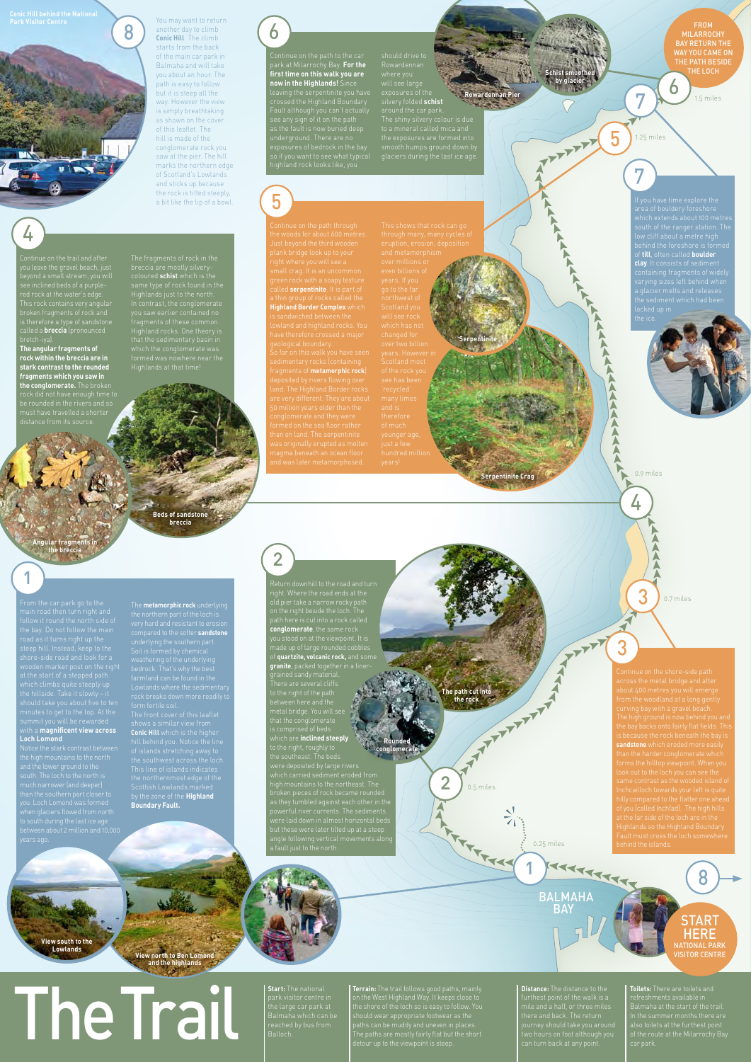# The Trail

**Start:** The national park visitor centre in the large car park at Balmaha which can be reached by bus from Balloch.

**Terrain:** The trail follows good paths, mainly on the West Highland Way. It keeps close to the shore of the loch so is easy to follow. You should wear appropriate footwear as the paths can be muddy and uneven in places. The paths are mostly fairly flat but the short detour up to the viewpoint is steep.

**Distance:** The distance to the furthest point of the walk is a mile and a half, or three miles there and back. The return journey should take you around two hours on foot although you can turn back at any point.

**Toilets:** There are toilets and refreshments available in Balmaha at the start of the trail. In the summer months there are also toilets at the furthest point of the route at the Milarrochy Bay car park.

START HERE
NATIONAL PARK VISITOR CENTRE

BALMAHA BAY

0.25 miles

0.5 miles

0.7 miles

0.9 miles

1.25 miles

1.5 miles

FROM MILARROCHY BAY RETURN THE WAY YOU CAME ON THE PATH BESIDE THE LOCH

## 1

From the car park go to the main road then turn right and follow it round the north side of the bay. Do not follow the main road as it turns right up the steep hill. Instead, keep to the shore-side road and look for a wooden marker post on the right at the start of a stepped path which climbs quite steeply up the hillside. Take it slowly – it should take you about five to ten minutes to get to the top. At the summit you will be rewarded with a **magnificent view across Loch Lomond**.

Notice the stark contrast between the high mountains to the north and the lower ground to the south. The loch to the north is much narrower (and deeper) than the southern part closer to you. Loch Lomond was formed when glaciers flowed from north to south during the last ice age between about 2 million and 10,000 years ago.

The **metamorphic rock** underlying the northern part of the loch is very hard and resistant to erosion compared to the softer **sandstone** underlying the southern part. Soil is formed by chemical weathering of the underlying bedrock. That's why the best farmland can be found in the Lowlands where the sedimentary rock breaks down more readily to form fertile soil.

The front cover of this leaflet shows a similar view from **Conic Hill** which is the higher hill behind you. Notice the line of islands stretching away to the southwest across the loch. This line of islands indicates the northernmost edge of the Scottish Lowlands marked by the zone of the **Highland Boundary Fault.**

View south to the Lowlands

View north to Ben Lomond and the highlands

## 2

Return downhill to the road and turn right. Where the road ends at the old pier take a narrow rocky path on the right beside the loch. The path here is cut into a rock called **conglomerate**, the same rock you stood on at the viewpoint. It is made up of large rounded cobbles of **quartzite, volcanic rock,** and some **granite**, packed together in a finer-grained sandy material.

There are several cliffs to the right of the path between here and the metal bridge. You will see that the conglomerate is comprised of beds which are **inclined steeply** to the right, roughly to the southeast. The beds were deposited by large rivers which carried sediment eroded from high mountains to the northeast. The broken pieces of rock became rounded as they tumbled against each other in the powerful river currents. The sediments were laid down in almost horizontal beds but these were later tilted up at a steep angle following vertical movements along a fault just to the north.

The path cut into the rock

Rounded conglomerate

## 3

Continue on the shore-side path across the metal bridge and after about 400 metres you will emerge from the woodland at a long gently curving bay with a gravel beach. The high ground is now behind you and the bay backs onto fairly flat fields. This is because the rock beneath the bay is **sandstone** which eroded more easily than the harder conglomerate which forms the hilltop viewpoint. When you look out to the loch you can see the same contrast as the wooded island of Inchcailloch towards your left is quite hilly compared to the flatter one ahead of you (called Inchfad). The high hills at the far side of the loch are in the Highlands so the Highland Boundary Fault must cross the loch somewhere behind the islands.

## 4

Continue on the trail and after you leave the gravel beach, just beyond a small stream, you will see inclined beds of a purple-red rock at the water's edge. This rock contains very angular broken fragments of rock and is therefore a type of sandstone called a **breccia** (pronounced bretch-iya).

**The angular fragments of rock within the breccia are in stark contrast to the rounded fragments which you saw in the conglomerate.** The broken rock did not have enough time to be rounded in the rivers and so must have travelled a shorter distance from its source.

The fragments of rock in the breccia are mostly silvery-coloured **schist** which is the same type of rock found in the Highlands just to the north. In contrast, the conglomerate you saw earlier contained no fragments of these common Highland rocks. One theory is that the sedimentary basin in which the conglomerate was formed was nowhere near the Highlands at that time!

Angular fragments in the breccia

Beds of sandstone breccia

## 5

Continue on the path through the woods for about 600 metres. Just beyond the third wooden plank bridge look up to your right where you will see a small crag. It is an uncommon green rock with a soapy texture called **serpentinite**. It is part of a thin group of rocks called the **Highland Border Complex** which is sandwiched between the lowland and highland rocks. You have therefore crossed a major geological boundary.

So far on this walk you have seen sedimentary rocks (containing fragments of **metamorphic rock**) deposited by rivers flowing over land. The Highland Border rocks are very different. They are about 50 million years older than the conglomerate and they were formed on the sea floor rather than on land. The serpentinite was originally erupted as molten magma beneath an ocean floor and was later metamorphosed.

This shows that rock can go through many, many cycles of eruption, erosion, deposition and metamorphism over millions or even billions of years. If you go to the far northwest of Scotland you will see rock which has not changed for over two billion years. However in Scotland most of the rock you see has been 'recycled' many times and is therefore of much younger age, just a few hundred million years!

Serpentinite

Serpentinite Crag

## 6

Continue on the path to the car park at Milarrochy Bay. **For the first time on this walk you are now in the Highlands!** Since leaving the serpentinite you have crossed the Highland Boundary Fault although you can't actually see any sign of it on the path as the fault is now buried deep underground. There are no exposures of bedrock in the bay so if you want to see what typical highland rock looks like, you should drive to Rowardennan where you will see large exposures of the silvery folded **schist** around the car park. The shiny silvery colour is due to a mineral called mica and the exposures are formed into smooth humps ground down by glaciers during the last ice age.

Rowardennan Pier

Schist smoothed by glacier

## 7

If you have time explore the area of bouldery foreshore which extends about 300 metres south of the ranger station. The low cliff about a metre high behind the foreshore is formed of **till**, often called **boulder clay**. It consists of sediment containing fragments of widely varying sizes left behind when a glacier melts and releases the sediment which had been locked up in the ice.

## 8

Conic Hill behind the National Park Visitor Centre

You may want to return another day to climb **Conic Hill**. The climb starts from the back of the main car park in Balmaha and will take you about an hour. The path is easy to follow but it is steep all the way. However the view is simply breathtaking as shown on the cover of this leaflet. The hill is made of the conglomerate rock you saw at the pier. The hill marks the northern edge of Scotland's Lowlands and sticks up because the rock is tilted steeply, a bit like the lip of a bowl.